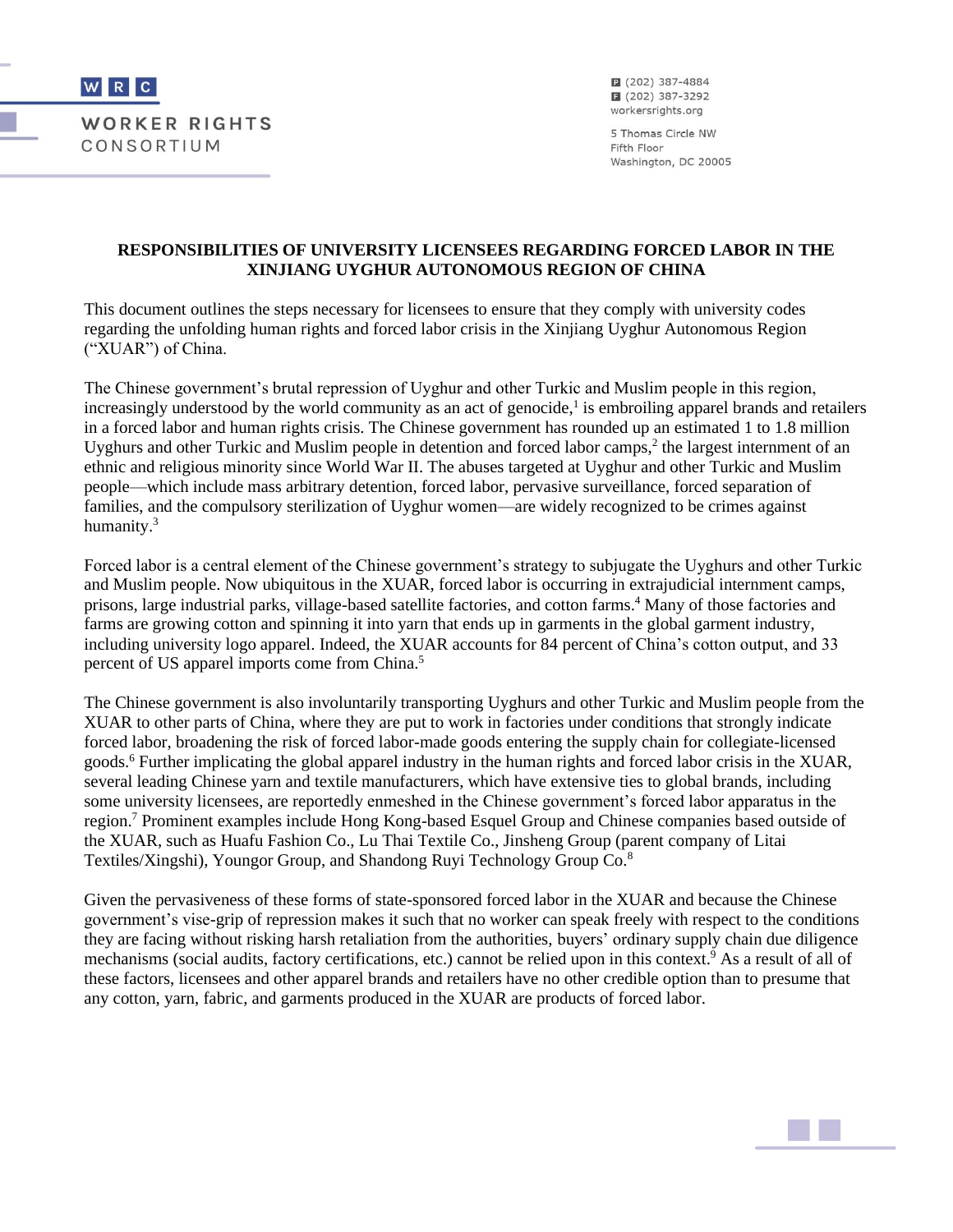WRC

WORKER RIGHTS CONSORTIUM

P (202) 387-4884
F (202) 387-3292
workersrights.org

5 Thomas Circle NW
Fifth Floor
Washington, DC 20005

**RESPONSIBILITIES OF UNIVERSITY LICENSEES REGARDING FORCED LABOR IN THE XINJIANG UYGHUR AUTONOMOUS REGION OF CHINA**

This document outlines the steps necessary for licensees to ensure that they comply with university codes regarding the unfolding human rights and forced labor crisis in the Xinjiang Uyghur Autonomous Region ("XUAR") of China.

The Chinese government's brutal repression of Uyghur and other Turkic and Muslim people in this region, increasingly understood by the world community as an act of genocide,[1] is embroiling apparel brands and retailers in a forced labor and human rights crisis. The Chinese government has rounded up an estimated 1 to 1.8 million Uyghurs and other Turkic and Muslim people in detention and forced labor camps,[2] the largest internment of an ethnic and religious minority since World War II. The abuses targeted at Uyghur and other Turkic and Muslim people—which include mass arbitrary detention, forced labor, pervasive surveillance, forced separation of families, and the compulsory sterilization of Uyghur women—are widely recognized to be crimes against humanity.[3]

Forced labor is a central element of the Chinese government's strategy to subjugate the Uyghurs and other Turkic and Muslim people. Now ubiquitous in the XUAR, forced labor is occurring in extrajudicial internment camps, prisons, large industrial parks, village-based satellite factories, and cotton farms.[4] Many of those factories and farms are growing cotton and spinning it into yarn that ends up in garments in the global garment industry, including university logo apparel. Indeed, the XUAR accounts for 84 percent of China's cotton output, and 33 percent of US apparel imports come from China.[5]

The Chinese government is also involuntarily transporting Uyghurs and other Turkic and Muslim people from the XUAR to other parts of China, where they are put to work in factories under conditions that strongly indicate forced labor, broadening the risk of forced labor-made goods entering the supply chain for collegiate-licensed goods.[6] Further implicating the global apparel industry in the human rights and forced labor crisis in the XUAR, several leading Chinese yarn and textile manufacturers, which have extensive ties to global brands, including some university licensees, are reportedly enmeshed in the Chinese government's forced labor apparatus in the region.[7] Prominent examples include Hong Kong-based Esquel Group and Chinese companies based outside of the XUAR, such as Huafu Fashion Co., Lu Thai Textile Co., Jinsheng Group (parent company of Litai Textiles/Xingshi), Youngor Group, and Shandong Ruyi Technology Group Co.[8]

Given the pervasiveness of these forms of state-sponsored forced labor in the XUAR and because the Chinese government's vise-grip of repression makes it such that no worker can speak freely with respect to the conditions they are facing without risking harsh retaliation from the authorities, buyers' ordinary supply chain due diligence mechanisms (social audits, factory certifications, etc.) cannot be relied upon in this context.[9] As a result of all of these factors, licensees and other apparel brands and retailers have no other credible option than to presume that any cotton, yarn, fabric, and garments produced in the XUAR are products of forced labor.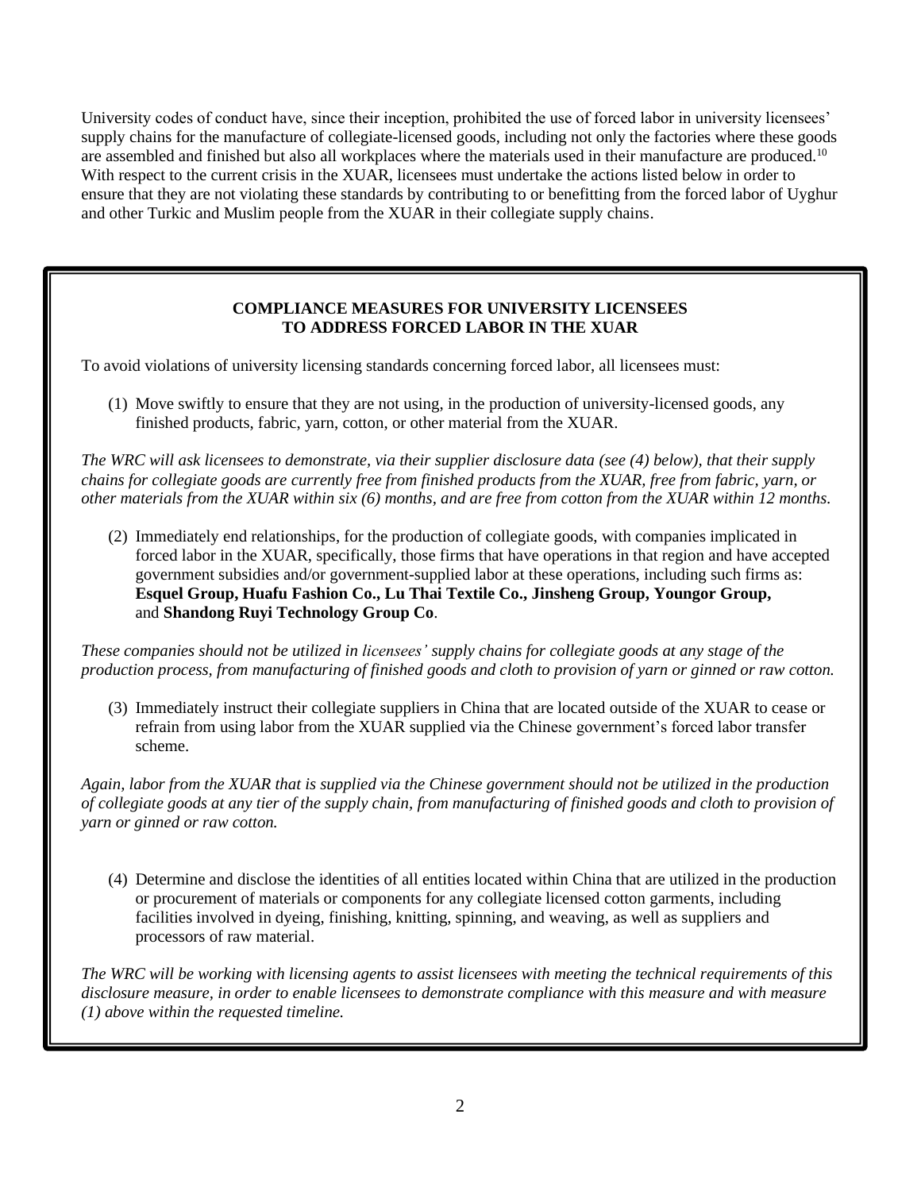University codes of conduct have, since their inception, prohibited the use of forced labor in university licensees' supply chains for the manufacture of collegiate-licensed goods, including not only the factories where these goods are assembled and finished but also all workplaces where the materials used in their manufacture are produced.[10] With respect to the current crisis in the XUAR, licensees must undertake the actions listed below in order to ensure that they are not violating these standards by contributing to or benefitting from the forced labor of Uyghur and other Turkic and Muslim people from the XUAR in their collegiate supply chains.

## COMPLIANCE MEASURES FOR UNIVERSITY LICENSEES TO ADDRESS FORCED LABOR IN THE XUAR

To avoid violations of university licensing standards concerning forced labor, all licensees must:

(1) Move swiftly to ensure that they are not using, in the production of university-licensed goods, any finished products, fabric, yarn, cotton, or other material from the XUAR.

*The WRC will ask licensees to demonstrate, via their supplier disclosure data (see (4) below), that their supply chains for collegiate goods are currently free from finished products from the XUAR, free from fabric, yarn, or other materials from the XUAR within six (6) months, and are free from cotton from the XUAR within 12 months.*

(2) Immediately end relationships, for the production of collegiate goods, with companies implicated in forced labor in the XUAR, specifically, those firms that have operations in that region and have accepted government subsidies and/or government-supplied labor at these operations, including such firms as: **Esquel Group, Huafu Fashion Co., Lu Thai Textile Co., Jinsheng Group, Youngor Group,** and **Shandong Ruyi Technology Group Co**.

*These companies should not be utilized in licensees' supply chains for collegiate goods at any stage of the production process, from manufacturing of finished goods and cloth to provision of yarn or ginned or raw cotton.*

(3) Immediately instruct their collegiate suppliers in China that are located outside of the XUAR to cease or refrain from using labor from the XUAR supplied via the Chinese government's forced labor transfer scheme.

*Again, labor from the XUAR that is supplied via the Chinese government should not be utilized in the production of collegiate goods at any tier of the supply chain, from manufacturing of finished goods and cloth to provision of yarn or ginned or raw cotton.*

(4) Determine and disclose the identities of all entities located within China that are utilized in the production or procurement of materials or components for any collegiate licensed cotton garments, including facilities involved in dyeing, finishing, knitting, spinning, and weaving, as well as suppliers and processors of raw material.

*The WRC will be working with licensing agents to assist licensees with meeting the technical requirements of this disclosure measure, in order to enable licensees to demonstrate compliance with this measure and with measure (1) above within the requested timeline.*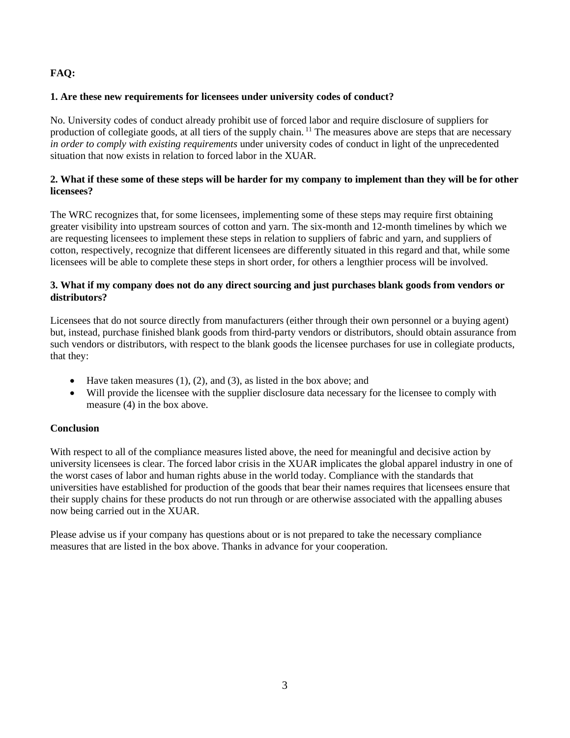**FAQ:**

**1. Are these new requirements for licensees under university codes of conduct?**

No. University codes of conduct already prohibit use of forced labor and require disclosure of suppliers for production of collegiate goods, at all tiers of the supply chain.[11] The measures above are steps that are necessary *in order to comply with existing requirements* under university codes of conduct in light of the unprecedented situation that now exists in relation to forced labor in the XUAR.

**2. What if these some of these steps will be harder for my company to implement than they will be for other licensees?**

The WRC recognizes that, for some licensees, implementing some of these steps may require first obtaining greater visibility into upstream sources of cotton and yarn. The six-month and 12-month timelines by which we are requesting licensees to implement these steps in relation to suppliers of fabric and yarn, and suppliers of cotton, respectively, recognize that different licensees are differently situated in this regard and that, while some licensees will be able to complete these steps in short order, for others a lengthier process will be involved.

**3. What if my company does not do any direct sourcing and just purchases blank goods from vendors or distributors?**

Licensees that do not source directly from manufacturers (either through their own personnel or a buying agent) but, instead, purchase finished blank goods from third-party vendors or distributors, should obtain assurance from such vendors or distributors, with respect to the blank goods the licensee purchases for use in collegiate products, that they:

- Have taken measures (1), (2), and (3), as listed in the box above; and
- Will provide the licensee with the supplier disclosure data necessary for the licensee to comply with measure (4) in the box above.

**Conclusion**

With respect to all of the compliance measures listed above, the need for meaningful and decisive action by university licensees is clear. The forced labor crisis in the XUAR implicates the global apparel industry in one of the worst cases of labor and human rights abuse in the world today. Compliance with the standards that universities have established for production of the goods that bear their names requires that licensees ensure that their supply chains for these products do not run through or are otherwise associated with the appalling abuses now being carried out in the XUAR.

Please advise us if your company has questions about or is not prepared to take the necessary compliance measures that are listed in the box above. Thanks in advance for your cooperation.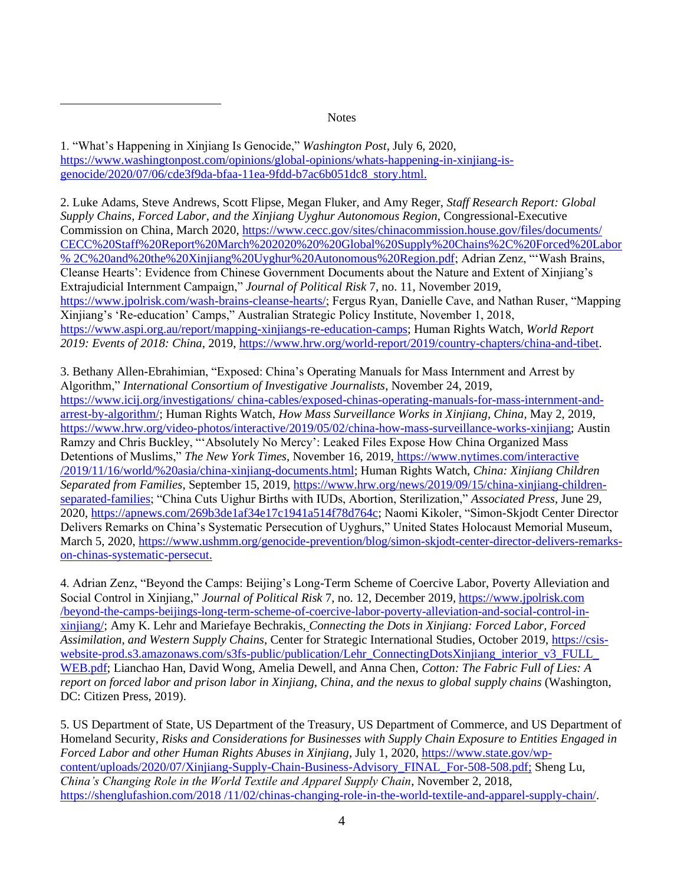Notes

1. "What's Happening in Xinjiang Is Genocide," *Washington Post*, July 6, 2020, https://www.washingtonpost.com/opinions/global-opinions/whats-happening-in-xinjiang-is-genocide/2020/07/06/cde3f9da-bfaa-11ea-9fdd-b7ac6b051dc8_story.html.

2. Luke Adams, Steve Andrews, Scott Flipse, Megan Fluker, and Amy Reger, *Staff Research Report: Global Supply Chains, Forced Labor, and the Xinjiang Uyghur Autonomous Region*, Congressional-Executive Commission on China, March 2020, https://www.cecc.gov/sites/chinacommission.house.gov/files/documents/CECC%20Staff%20Report%20March%202020%20%20Global%20Supply%20Chains%2C%20Forced%20Labor% 2C%20and%20the%20Xinjiang%20Uyghur%20Autonomous%20Region.pdf; Adrian Zenz, "'Wash Brains, Cleanse Hearts': Evidence from Chinese Government Documents about the Nature and Extent of Xinjiang's Extrajudicial Internment Campaign," *Journal of Political Risk* 7, no. 11, November 2019, https://www.jpolrisk.com/wash-brains-cleanse-hearts/; Fergus Ryan, Danielle Cave, and Nathan Ruser, "Mapping Xinjiang's 'Re-education' Camps," Australian Strategic Policy Institute, November 1, 2018, https://www.aspi.org.au/report/mapping-xinjiangs-re-education-camps; Human Rights Watch, *World Report 2019: Events of 2018: China*, 2019, https://www.hrw.org/world-report/2019/country-chapters/china-and-tibet.

3. Bethany Allen-Ebrahimian, "Exposed: China's Operating Manuals for Mass Internment and Arrest by Algorithm," *International Consortium of Investigative Journalists*, November 24, 2019, https://www.icij.org/investigations/ china-cables/exposed-chinas-operating-manuals-for-mass-internment-and-arrest-by-algorithm/; Human Rights Watch, *How Mass Surveillance Works in Xinjiang, China*, May 2, 2019, https://www.hrw.org/video-photos/interactive/2019/05/02/china-how-mass-surveillance-works-xinjiang; Austin Ramzy and Chris Buckley, "'Absolutely No Mercy': Leaked Files Expose How China Organized Mass Detentions of Muslims," *The New York Times*, November 16, 2019, https://www.nytimes.com/interactive /2019/11/16/world/%20asia/china-xinjiang-documents.html; Human Rights Watch, *China: Xinjiang Children Separated from Families*, September 15, 2019, https://www.hrw.org/news/2019/09/15/china-xinjiang-children-separated-families; "China Cuts Uighur Births with IUDs, Abortion, Sterilization," *Associated Press*, June 29, 2020, https://apnews.com/269b3de1af34e17c1941a514f78d764c; Naomi Kikoler, "Simon-Skjodt Center Director Delivers Remarks on China's Systematic Persecution of Uyghurs," United States Holocaust Memorial Museum, March 5, 2020, https://www.ushmm.org/genocide-prevention/blog/simon-skjodt-center-director-delivers-remarks-on-chinas-systematic-persecut.

4. Adrian Zenz, "Beyond the Camps: Beijing's Long-Term Scheme of Coercive Labor, Poverty Alleviation and Social Control in Xinjiang," *Journal of Political Risk* 7, no. 12, December 2019, https://www.jpolrisk.com /beyond-the-camps-beijings-long-term-scheme-of-coercive-labor-poverty-alleviation-and-social-control-in-xinjiang/; Amy K. Lehr and Mariefaye Bechrakis, *Connecting the Dots in Xinjiang: Forced Labor, Forced Assimilation, and Western Supply Chains*, Center for Strategic International Studies, October 2019, https://csis-website-prod.s3.amazonaws.com/s3fs-public/publication/Lehr_ConnectingDotsXinjiang_interior_v3_FULL_WEB.pdf; Lianchao Han, David Wong, Amelia Dewell, and Anna Chen, *Cotton: The Fabric Full of Lies: A report on forced labor and prison labor in Xinjiang, China, and the nexus to global supply chains* (Washington, DC: Citizen Press, 2019).

5. US Department of State, US Department of the Treasury, US Department of Commerce, and US Department of Homeland Security, *Risks and Considerations for Businesses with Supply Chain Exposure to Entities Engaged in Forced Labor and other Human Rights Abuses in Xinjiang*, July 1, 2020, https://www.state.gov/wp-content/uploads/2020/07/Xinjiang-Supply-Chain-Business-Advisory_FINAL_For-508-508.pdf; Sheng Lu, *China's Changing Role in the World Textile and Apparel Supply Chain*, November 2, 2018, https://shenglufashion.com/2018 /11/02/chinas-changing-role-in-the-world-textile-and-apparel-supply-chain/.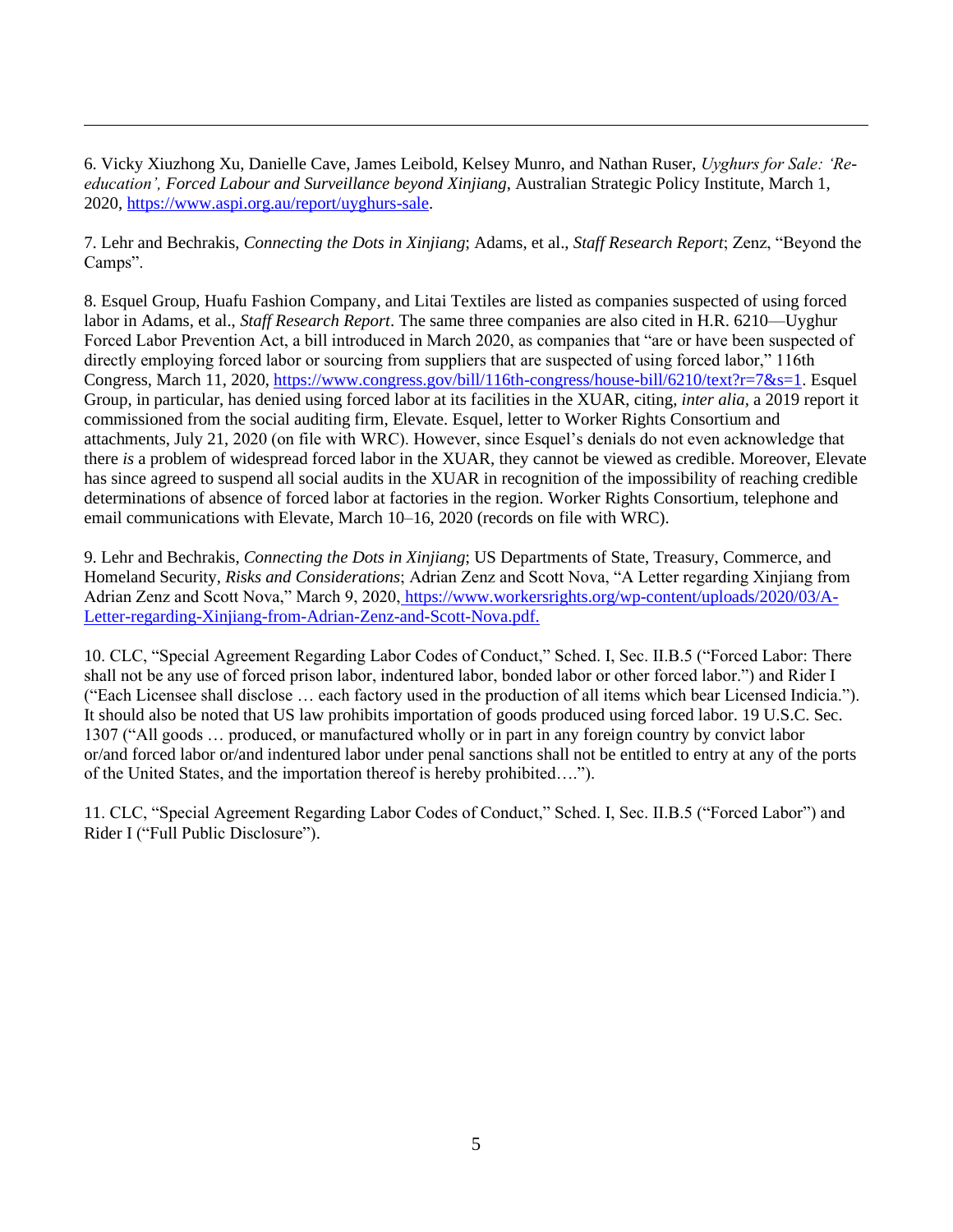6. Vicky Xiuzhong Xu, Danielle Cave, James Leibold, Kelsey Munro, and Nathan Ruser, *Uyghurs for Sale: 'Re-education', Forced Labour and Surveillance beyond Xinjiang*, Australian Strategic Policy Institute, March 1, 2020, https://www.aspi.org.au/report/uyghurs-sale.

7. Lehr and Bechrakis, *Connecting the Dots in Xinjiang*; Adams, et al., *Staff Research Report*; Zenz, "Beyond the Camps".

8. Esquel Group, Huafu Fashion Company, and Litai Textiles are listed as companies suspected of using forced labor in Adams, et al., *Staff Research Report*. The same three companies are also cited in H.R. 6210—Uyghur Forced Labor Prevention Act, a bill introduced in March 2020, as companies that "are or have been suspected of directly employing forced labor or sourcing from suppliers that are suspected of using forced labor," 116th Congress, March 11, 2020, https://www.congress.gov/bill/116th-congress/house-bill/6210/text?r=7&s=1. Esquel Group, in particular, has denied using forced labor at its facilities in the XUAR, citing, *inter alia*, a 2019 report it commissioned from the social auditing firm, Elevate. Esquel, letter to Worker Rights Consortium and attachments, July 21, 2020 (on file with WRC). However, since Esquel's denials do not even acknowledge that there *is* a problem of widespread forced labor in the XUAR, they cannot be viewed as credible. Moreover, Elevate has since agreed to suspend all social audits in the XUAR in recognition of the impossibility of reaching credible determinations of absence of forced labor at factories in the region. Worker Rights Consortium, telephone and email communications with Elevate, March 10–16, 2020 (records on file with WRC).

9. Lehr and Bechrakis, *Connecting the Dots in Xinjiang*; US Departments of State, Treasury, Commerce, and Homeland Security, *Risks and Considerations*; Adrian Zenz and Scott Nova, "A Letter regarding Xinjiang from Adrian Zenz and Scott Nova," March 9, 2020, https://www.workersrights.org/wp-content/uploads/2020/03/A-Letter-regarding-Xinjiang-from-Adrian-Zenz-and-Scott-Nova.pdf.

10. CLC, "Special Agreement Regarding Labor Codes of Conduct," Sched. I, Sec. II.B.5 ("Forced Labor: There shall not be any use of forced prison labor, indentured labor, bonded labor or other forced labor.") and Rider I ("Each Licensee shall disclose … each factory used in the production of all items which bear Licensed Indicia."). It should also be noted that US law prohibits importation of goods produced using forced labor. 19 U.S.C. Sec. 1307 ("All goods … produced, or manufactured wholly or in part in any foreign country by convict labor or/and forced labor or/and indentured labor under penal sanctions shall not be entitled to entry at any of the ports of the United States, and the importation thereof is hereby prohibited….").

11. CLC, "Special Agreement Regarding Labor Codes of Conduct," Sched. I, Sec. II.B.5 ("Forced Labor") and Rider I ("Full Public Disclosure").